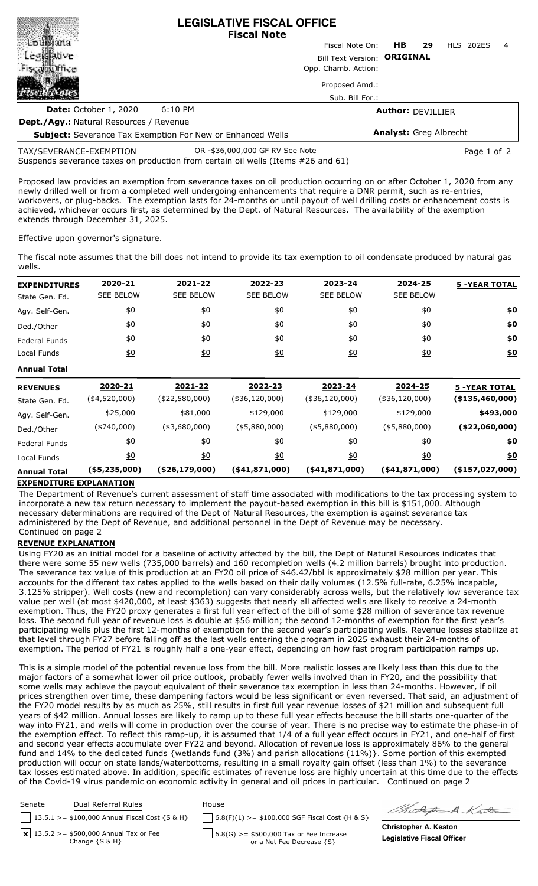# LEGISLATIVE FISCAL OFFICE
## Fiscal Note

Louisiana Legislative Fiscal Office — Fiscal Notes

Fiscal Note On: **HB 29** HLS 202ES 4

Bill Text Version: **ORIGINAL**

Opp. Chamb. Action:

Proposed Amd.:

Sub. Bill For.:

**Date:** October 1, 2020 6:10 PM

**Author:** DEVILLIER

**Dept./Agy.:** Natural Resources / Revenue

**Subject:** Severance Tax Exemption For New or Enhanced Wells

**Analyst:** Greg Albrecht

TAX/SEVERANCE-EXEMPTION OR -$36,000,000 GF RV See Note

Suspends severance taxes on production from certain oil wells (Items #26 and 61)

Proposed law provides an exemption from severance taxes on oil production occurring on or after October 1, 2020 from any newly drilled well or from a completed well undergoing enhancements that require a DNR permit, such as re-entries, workovers, or plug-backs. The exemption lasts for 24-months or until payout of well drilling costs or enhancement costs is achieved, whichever occurs first, as determined by the Dept. of Natural Resources. The availability of the exemption extends through December 31, 2025.

Effective upon governor's signature.

The fiscal note assumes that the bill does not intend to provide its tax exemption to oil condensate produced by natural gas wells.

| **EXPENDITURES** | **2020-21** | **2021-22** | **2022-23** | **2023-24** | **2024-25** | **5 -YEAR TOTAL** |
|---|---|---|---|---|---|---|
| State Gen. Fd. | SEE BELOW | SEE BELOW | SEE BELOW | SEE BELOW | SEE BELOW | |
| Agy. Self-Gen. | $0 | $0 | $0 | $0 | $0 | **$0** |
| Ded./Other | $0 | $0 | $0 | $0 | $0 | **$0** |
| Federal Funds | $0 | $0 | $0 | $0 | $0 | **$0** |
| Local Funds | $0 | $0 | $0 | $0 | $0 | **$0** |
| **Annual Total** | | | | | | |

| **REVENUES** | **2020-21** | **2021-22** | **2022-23** | **2023-24** | **2024-25** | **5 -YEAR TOTAL** |
|---|---|---|---|---|---|---|
| State Gen. Fd. | ($4,520,000) | ($22,580,000) | ($36,120,000) | ($36,120,000) | ($36,120,000) | **($135,460,000)** |
| Agy. Self-Gen. | $25,000 | $81,000 | $129,000 | $129,000 | $129,000 | **$493,000** |
| Ded./Other | ($740,000) | ($3,680,000) | ($5,880,000) | ($5,880,000) | ($5,880,000) | **($22,060,000)** |
| Federal Funds | $0 | $0 | $0 | $0 | $0 | **$0** |
| Local Funds | $0 | $0 | $0 | $0 | $0 | **$0** |
| **Annual Total** | **($5,235,000)** | **($26,179,000)** | **($41,871,000)** | **($41,871,000)** | **($41,871,000)** | **($157,027,000)** |

### EXPENDITURE EXPLANATION

The Department of Revenue's current assessment of staff time associated with modifications to the tax processing system to incorporate a new tax return necessary to implement the payout-based exemption in this bill is $151,000. Although necessary determinations are required of the Dept of Natural Resources, the exemption is against severance tax administered by the Dept of Revenue, and additional personnel in the Dept of Revenue may be necessary.
Continued on page 2

### REVENUE EXPLANATION

Using FY20 as an initial model for a baseline of activity affected by the bill, the Dept of Natural Resources indicates that there were some 55 new wells (735,000 barrels) and 160 recompletion wells (4.2 million barrels) brought into production. The severance tax value of this production at an FY20 oil price of $46.42/bbl is approximately $28 million per year. This accounts for the different tax rates applied to the wells based on their daily volumes (12.5% full-rate, 6.25% incapable, 3.125% stripper). Well costs (new and recompletion) can vary considerably across wells, but the relatively low severance tax value per well (at most $420,000, at least $363) suggests that nearly all affected wells are likely to receive a 24-month exemption. Thus, the FY20 proxy generates a first full year effect of the bill of some $28 million of severance tax revenue loss. The second full year of revenue loss is double at $56 million; the second 12-months of exemption for the first year's participating wells plus the first 12-months of exemption for the second year's participating wells. Revenue losses stabilize at that level through FY27 before falling off as the last wells entering the program in 2025 exhaust their 24-months of exemption. The period of FY21 is roughly half a one-year effect, depending on how fast program participation ramps up.

This is a simple model of the potential revenue loss from the bill. More realistic losses are likely less than this due to the major factors of a somewhat lower oil price outlook, probably fewer wells involved than in FY20, and the possibility that some wells may achieve the payout equivalent of their severance tax exemption in less than 24-months. However, if oil prices strengthen over time, these dampening factors would be less significant or even reversed. That said, an adjustment of the FY20 model results by as much as 25%, still results in first full year revenue losses of $21 million and subsequent full years of $42 million. Annual losses are likely to ramp up to these full year effects because the bill starts one-quarter of the way into FY21, and wells will come in production over the course of year. There is no precise way to estimate the phase-in of the exemption effect. To reflect this ramp-up, it is assumed that 1/4 of a full year effect occurs in FY21, and one-half of first and second year effects accumulate over FY22 and beyond. Allocation of revenue loss is approximately 86% to the general fund and 14% to the dedicated funds {wetlands fund (3%) and parish allocations (11%)}. Some portion of this exempted production will occur on state lands/waterbottoms, resulting in a small royalty gain offset (less than 1%) to the severance tax losses estimated above. In addition, specific estimates of revenue loss are highly uncertain at this time due to the effects of the Covid-19 virus pandemic on economic activity in general and oil prices in particular. Continued on page 2

| Senate | Dual Referral Rules | House |
|---|---|---|
| [ ] | 13.5.1 >= $100,000 Annual Fiscal Cost {S & H} | [ ] 6.8(F)(1) >= $100,000 SGF Fiscal Cost {H & S} |
| [x] | 13.5.2 >= $500,000 Annual Tax or Fee Change {S & H} | [ ] 6.8(G) >= $500,000 Tax or Fee Increase or a Net Fee Decrease {S} |

**Christopher A. Keaton**
**Legislative Fiscal Officer**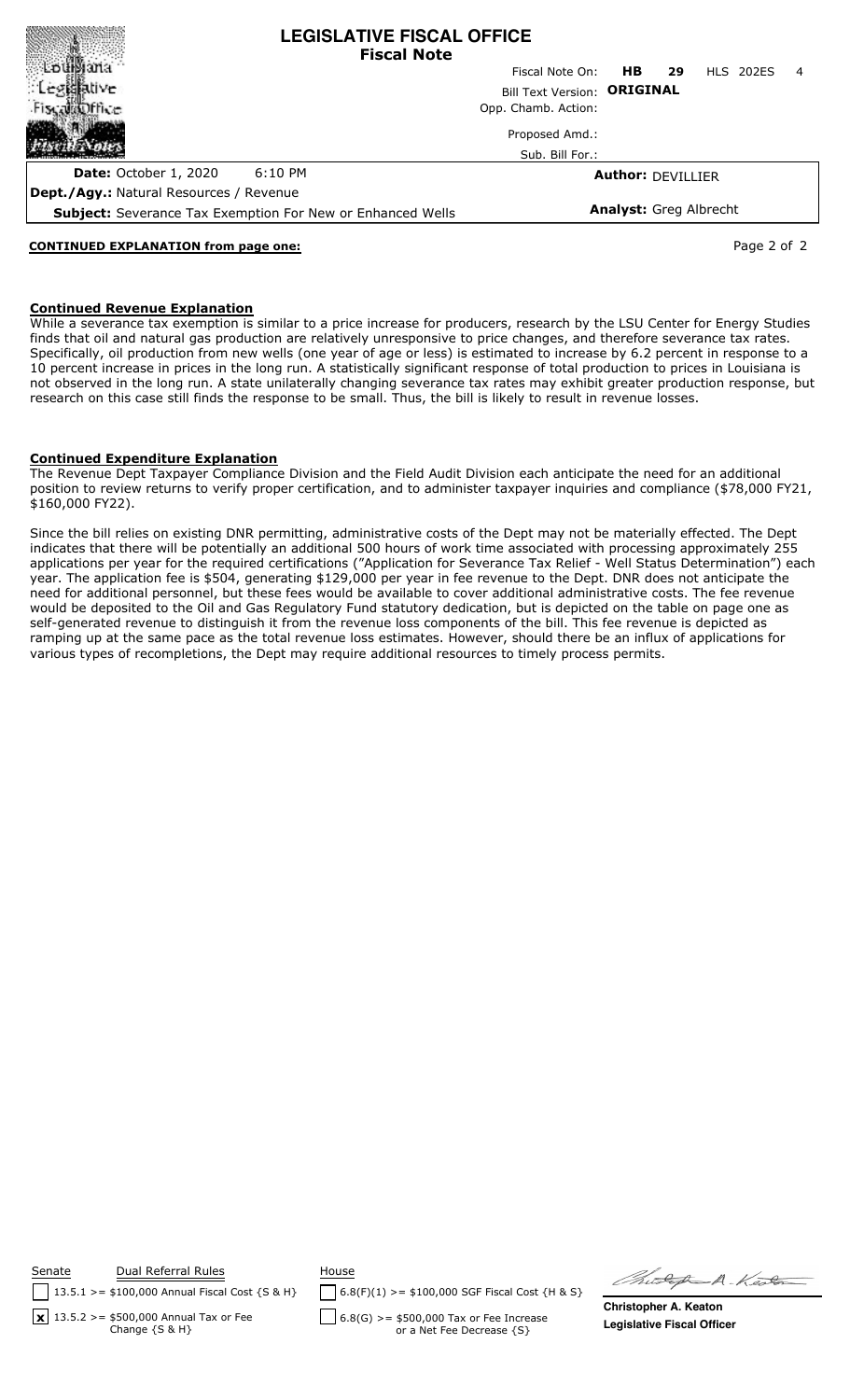# LEGISLATIVE FISCAL OFFICE
## Fiscal Note

Fiscal Note On: **HB 29** HLS 202ES 4

Bill Text Version: **ORIGINAL**

Opp. Chamb. Action:

Proposed Amd.:

Sub. Bill For.:

**Date:** October 1, 2020 6:10 PM

**Author:** DEVILLIER

**Dept./Agy.:** Natural Resources / Revenue

**Subject:** Severance Tax Exemption For New or Enhanced Wells

**Analyst:** Greg Albrecht

**CONTINUED EXPLANATION from page one:**

### Continued Revenue Explanation

While a severance tax exemption is similar to a price increase for producers, research by the LSU Center for Energy Studies finds that oil and natural gas production are relatively unresponsive to price changes, and therefore severance tax rates. Specifically, oil production from new wells (one year of age or less) is estimated to increase by 6.2 percent in response to a 10 percent increase in prices in the long run. A statistically significant response of total production to prices in Louisiana is not observed in the long run. A state unilaterally changing severance tax rates may exhibit greater production response, but research on this case still finds the response to be small. Thus, the bill is likely to result in revenue losses.

### Continued Expenditure Explanation

The Revenue Dept Taxpayer Compliance Division and the Field Audit Division each anticipate the need for an additional position to review returns to verify proper certification, and to administer taxpayer inquiries and compliance ($78,000 FY21, $160,000 FY22).

Since the bill relies on existing DNR permitting, administrative costs of the Dept may not be materially effected. The Dept indicates that there will be potentially an additional 500 hours of work time associated with processing approximately 255 applications per year for the required certifications ("Application for Severance Tax Relief - Well Status Determination") each year. The application fee is $504, generating $129,000 per year in fee revenue to the Dept. DNR does not anticipate the need for additional personnel, but these fees would be available to cover additional administrative costs. The fee revenue would be deposited to the Oil and Gas Regulatory Fund statutory dedication, but is depicted on the table on page one as self-generated revenue to distinguish it from the revenue loss components of the bill. This fee revenue is depicted as ramping up at the same pace as the total revenue loss estimates. However, should there be an influx of applications for various types of recompletions, the Dept may require additional resources to timely process permits.

| Senate | Dual Referral Rules | House |
|---|---|---|
| [ ] | 13.5.1 >= $100,000 Annual Fiscal Cost {S & H} | [ ] 6.8(F)(1) >= $100,000 SGF Fiscal Cost {H & S} |
| [x] | 13.5.2 >= $500,000 Annual Tax or Fee Change {S & H} | [ ] 6.8(G) >= $500,000 Tax or Fee Increase or a Net Fee Decrease {S} |

**Christopher A. Keaton**
**Legislative Fiscal Officer**